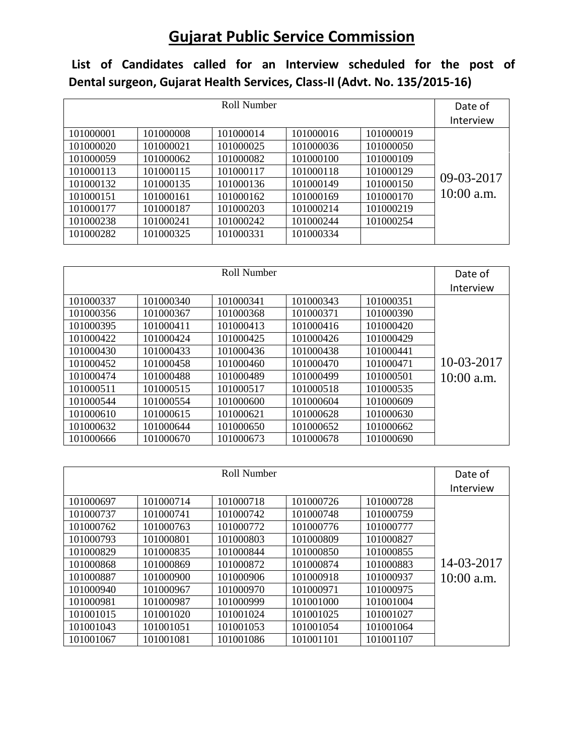# Gujarat Public Service Commission

**List of Candidates called for an Interview scheduled for the post of Dental surgeon, Gujarat Health Services, Class-II (Advt. No. 135/2015-16)**

| Roll Number | | | | | Date of Interview |
|---|---|---|---|---|---|
| 101000001 | 101000008 | 101000014 | 101000016 | 101000019 | 09-03-2017 10:00 a.m. |
| 101000020 | 101000021 | 101000025 | 101000036 | 101000050 | |
| 101000059 | 101000062 | 101000082 | 101000100 | 101000109 | |
| 101000113 | 101000115 | 101000117 | 101000118 | 101000129 | |
| 101000132 | 101000135 | 101000136 | 101000149 | 101000150 | |
| 101000151 | 101000161 | 101000162 | 101000169 | 101000170 | |
| 101000177 | 101000187 | 101000203 | 101000214 | 101000219 | |
| 101000238 | 101000241 | 101000242 | 101000244 | 101000254 | |
| 101000282 | 101000325 | 101000331 | 101000334 | | |

| Roll Number | | | | | Date of Interview |
|---|---|---|---|---|---|
| 101000337 | 101000340 | 101000341 | 101000343 | 101000351 | 10-03-2017 10:00 a.m. |
| 101000356 | 101000367 | 101000368 | 101000371 | 101000390 | |
| 101000395 | 101000411 | 101000413 | 101000416 | 101000420 | |
| 101000422 | 101000424 | 101000425 | 101000426 | 101000429 | |
| 101000430 | 101000433 | 101000436 | 101000438 | 101000441 | |
| 101000452 | 101000458 | 101000460 | 101000470 | 101000471 | |
| 101000474 | 101000488 | 101000489 | 101000499 | 101000501 | |
| 101000511 | 101000515 | 101000517 | 101000518 | 101000535 | |
| 101000544 | 101000554 | 101000600 | 101000604 | 101000609 | |
| 101000610 | 101000615 | 101000621 | 101000628 | 101000630 | |
| 101000632 | 101000644 | 101000650 | 101000652 | 101000662 | |
| 101000666 | 101000670 | 101000673 | 101000678 | 101000690 | |

| Roll Number | | | | | Date of Interview |
|---|---|---|---|---|---|
| 101000697 | 101000714 | 101000718 | 101000726 | 101000728 | 14-03-2017 10:00 a.m. |
| 101000737 | 101000741 | 101000742 | 101000748 | 101000759 | |
| 101000762 | 101000763 | 101000772 | 101000776 | 101000777 | |
| 101000793 | 101000801 | 101000803 | 101000809 | 101000827 | |
| 101000829 | 101000835 | 101000844 | 101000850 | 101000855 | |
| 101000868 | 101000869 | 101000872 | 101000874 | 101000883 | |
| 101000887 | 101000900 | 101000906 | 101000918 | 101000937 | |
| 101000940 | 101000967 | 101000970 | 101000971 | 101000975 | |
| 101000981 | 101000987 | 101000999 | 101001000 | 101001004 | |
| 101001015 | 101001020 | 101001024 | 101001025 | 101001027 | |
| 101001043 | 101001051 | 101001053 | 101001054 | 101001064 | |
| 101001067 | 101001081 | 101001086 | 101001101 | 101001107 | |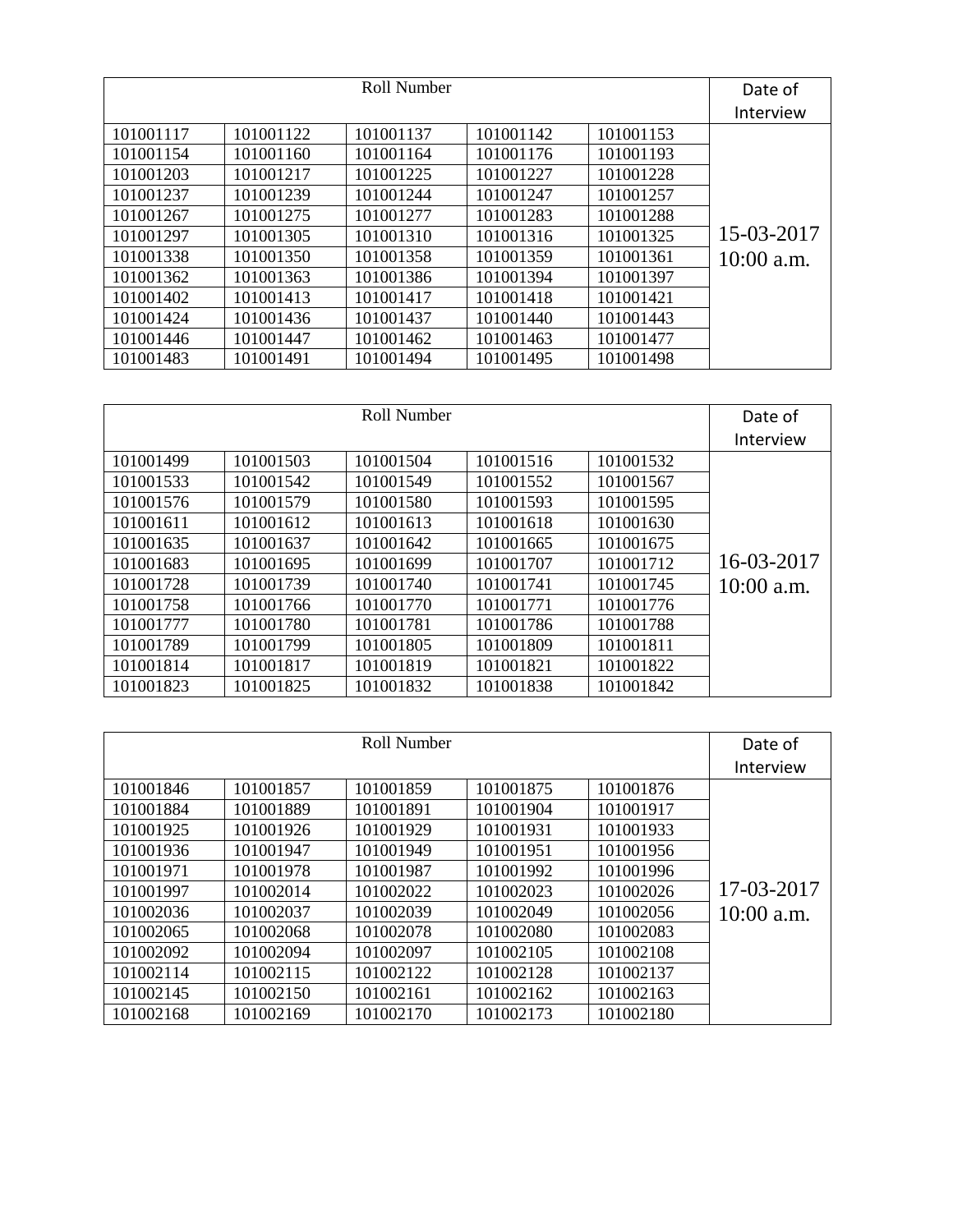| Roll Number | | | | | Date of Interview |
|---|---|---|---|---|---|
| 101001117 | 101001122 | 101001137 | 101001142 | 101001153 | 15-03-2017 10:00 a.m. |
| 101001154 | 101001160 | 101001164 | 101001176 | 101001193 | |
| 101001203 | 101001217 | 101001225 | 101001227 | 101001228 | |
| 101001237 | 101001239 | 101001244 | 101001247 | 101001257 | |
| 101001267 | 101001275 | 101001277 | 101001283 | 101001288 | |
| 101001297 | 101001305 | 101001310 | 101001316 | 101001325 | |
| 101001338 | 101001350 | 101001358 | 101001359 | 101001361 | |
| 101001362 | 101001363 | 101001386 | 101001394 | 101001397 | |
| 101001402 | 101001413 | 101001417 | 101001418 | 101001421 | |
| 101001424 | 101001436 | 101001437 | 101001440 | 101001443 | |
| 101001446 | 101001447 | 101001462 | 101001463 | 101001477 | |
| 101001483 | 101001491 | 101001494 | 101001495 | 101001498 | |

| Roll Number | | | | | Date of Interview |
|---|---|---|---|---|---|
| 101001499 | 101001503 | 101001504 | 101001516 | 101001532 | 16-03-2017 10:00 a.m. |
| 101001533 | 101001542 | 101001549 | 101001552 | 101001567 | |
| 101001576 | 101001579 | 101001580 | 101001593 | 101001595 | |
| 101001611 | 101001612 | 101001613 | 101001618 | 101001630 | |
| 101001635 | 101001637 | 101001642 | 101001665 | 101001675 | |
| 101001683 | 101001695 | 101001699 | 101001707 | 101001712 | |
| 101001728 | 101001739 | 101001740 | 101001741 | 101001745 | |
| 101001758 | 101001766 | 101001770 | 101001771 | 101001776 | |
| 101001777 | 101001780 | 101001781 | 101001786 | 101001788 | |
| 101001789 | 101001799 | 101001805 | 101001809 | 101001811 | |
| 101001814 | 101001817 | 101001819 | 101001821 | 101001822 | |
| 101001823 | 101001825 | 101001832 | 101001838 | 101001842 | |

| Roll Number | | | | | Date of Interview |
|---|---|---|---|---|---|
| 101001846 | 101001857 | 101001859 | 101001875 | 101001876 | 17-03-2017 10:00 a.m. |
| 101001884 | 101001889 | 101001891 | 101001904 | 101001917 | |
| 101001925 | 101001926 | 101001929 | 101001931 | 101001933 | |
| 101001936 | 101001947 | 101001949 | 101001951 | 101001956 | |
| 101001971 | 101001978 | 101001987 | 101001992 | 101001996 | |
| 101001997 | 101002014 | 101002022 | 101002023 | 101002026 | |
| 101002036 | 101002037 | 101002039 | 101002049 | 101002056 | |
| 101002065 | 101002068 | 101002078 | 101002080 | 101002083 | |
| 101002092 | 101002094 | 101002097 | 101002105 | 101002108 | |
| 101002114 | 101002115 | 101002122 | 101002128 | 101002137 | |
| 101002145 | 101002150 | 101002161 | 101002162 | 101002163 | |
| 101002168 | 101002169 | 101002170 | 101002173 | 101002180 | |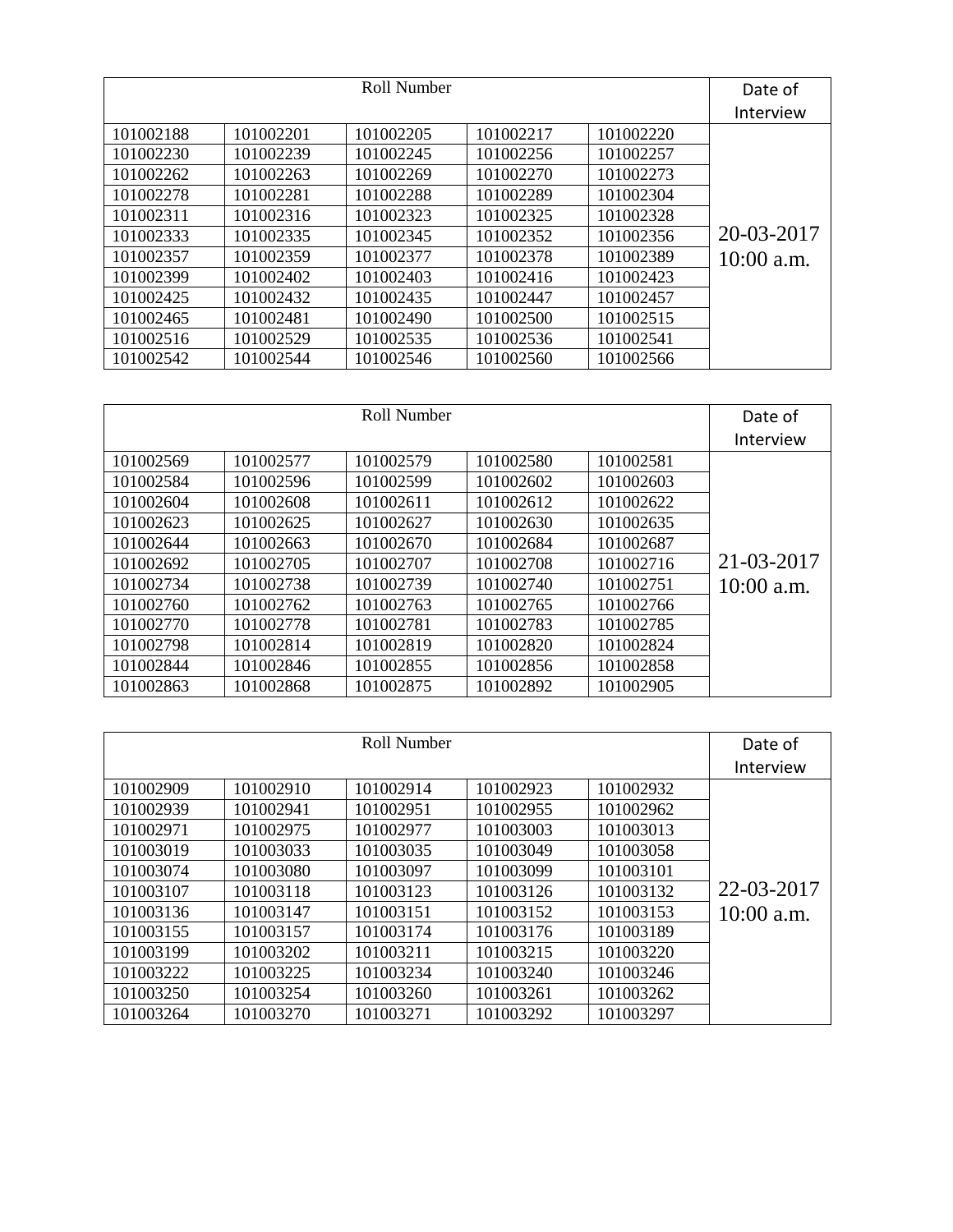| Roll Number | | | | | Date of Interview |
|---|---|---|---|---|---|
| 101002188 | 101002201 | 101002205 | 101002217 | 101002220 | 20-03-2017 10:00 a.m. |
| 101002230 | 101002239 | 101002245 | 101002256 | 101002257 | |
| 101002262 | 101002263 | 101002269 | 101002270 | 101002273 | |
| 101002278 | 101002281 | 101002288 | 101002289 | 101002304 | |
| 101002311 | 101002316 | 101002323 | 101002325 | 101002328 | |
| 101002333 | 101002335 | 101002345 | 101002352 | 101002356 | |
| 101002357 | 101002359 | 101002377 | 101002378 | 101002389 | |
| 101002399 | 101002402 | 101002403 | 101002416 | 101002423 | |
| 101002425 | 101002432 | 101002435 | 101002447 | 101002457 | |
| 101002465 | 101002481 | 101002490 | 101002500 | 101002515 | |
| 101002516 | 101002529 | 101002535 | 101002536 | 101002541 | |
| 101002542 | 101002544 | 101002546 | 101002560 | 101002566 | |

| Roll Number | | | | | Date of Interview |
|---|---|---|---|---|---|
| 101002569 | 101002577 | 101002579 | 101002580 | 101002581 | 21-03-2017 10:00 a.m. |
| 101002584 | 101002596 | 101002599 | 101002602 | 101002603 | |
| 101002604 | 101002608 | 101002611 | 101002612 | 101002622 | |
| 101002623 | 101002625 | 101002627 | 101002630 | 101002635 | |
| 101002644 | 101002663 | 101002670 | 101002684 | 101002687 | |
| 101002692 | 101002705 | 101002707 | 101002708 | 101002716 | |
| 101002734 | 101002738 | 101002739 | 101002740 | 101002751 | |
| 101002760 | 101002762 | 101002763 | 101002765 | 101002766 | |
| 101002770 | 101002778 | 101002781 | 101002783 | 101002785 | |
| 101002798 | 101002814 | 101002819 | 101002820 | 101002824 | |
| 101002844 | 101002846 | 101002855 | 101002856 | 101002858 | |
| 101002863 | 101002868 | 101002875 | 101002892 | 101002905 | |

| Roll Number | | | | | Date of Interview |
|---|---|---|---|---|---|
| 101002909 | 101002910 | 101002914 | 101002923 | 101002932 | 22-03-2017 10:00 a.m. |
| 101002939 | 101002941 | 101002951 | 101002955 | 101002962 | |
| 101002971 | 101002975 | 101002977 | 101003003 | 101003013 | |
| 101003019 | 101003033 | 101003035 | 101003049 | 101003058 | |
| 101003074 | 101003080 | 101003097 | 101003099 | 101003101 | |
| 101003107 | 101003118 | 101003123 | 101003126 | 101003132 | |
| 101003136 | 101003147 | 101003151 | 101003152 | 101003153 | |
| 101003155 | 101003157 | 101003174 | 101003176 | 101003189 | |
| 101003199 | 101003202 | 101003211 | 101003215 | 101003220 | |
| 101003222 | 101003225 | 101003234 | 101003240 | 101003246 | |
| 101003250 | 101003254 | 101003260 | 101003261 | 101003262 | |
| 101003264 | 101003270 | 101003271 | 101003292 | 101003297 | |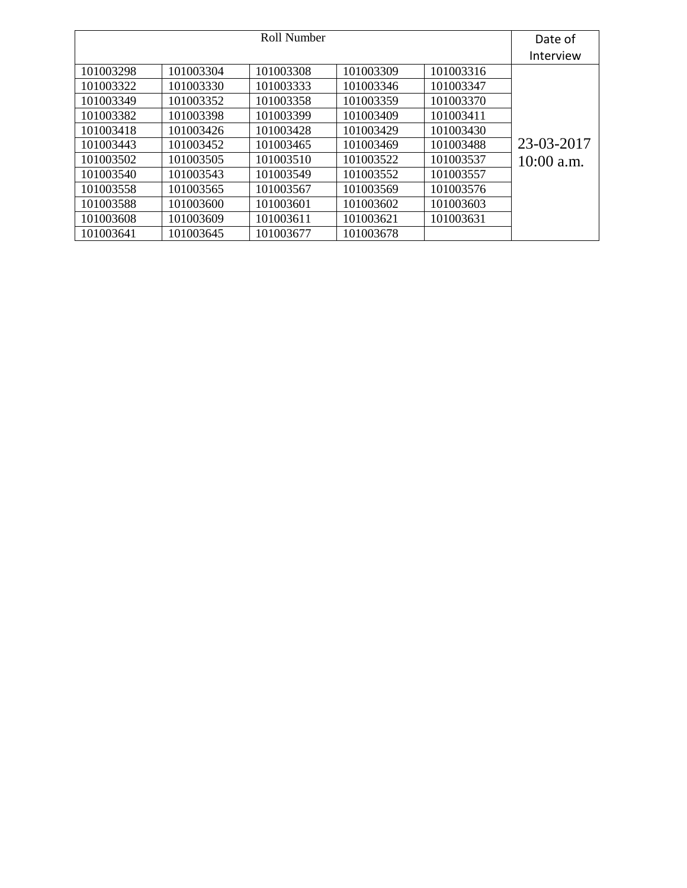| Roll Number | | | | | Date of Interview |
|---|---|---|---|---|---|
| 101003298 | 101003304 | 101003308 | 101003309 | 101003316 | 23-03-2017 10:00 a.m. |
| 101003322 | 101003330 | 101003333 | 101003346 | 101003347 | |
| 101003349 | 101003352 | 101003358 | 101003359 | 101003370 | |
| 101003382 | 101003398 | 101003399 | 101003409 | 101003411 | |
| 101003418 | 101003426 | 101003428 | 101003429 | 101003430 | |
| 101003443 | 101003452 | 101003465 | 101003469 | 101003488 | |
| 101003502 | 101003505 | 101003510 | 101003522 | 101003537 | |
| 101003540 | 101003543 | 101003549 | 101003552 | 101003557 | |
| 101003558 | 101003565 | 101003567 | 101003569 | 101003576 | |
| 101003588 | 101003600 | 101003601 | 101003602 | 101003603 | |
| 101003608 | 101003609 | 101003611 | 101003621 | 101003631 | |
| 101003641 | 101003645 | 101003677 | 101003678 | | |